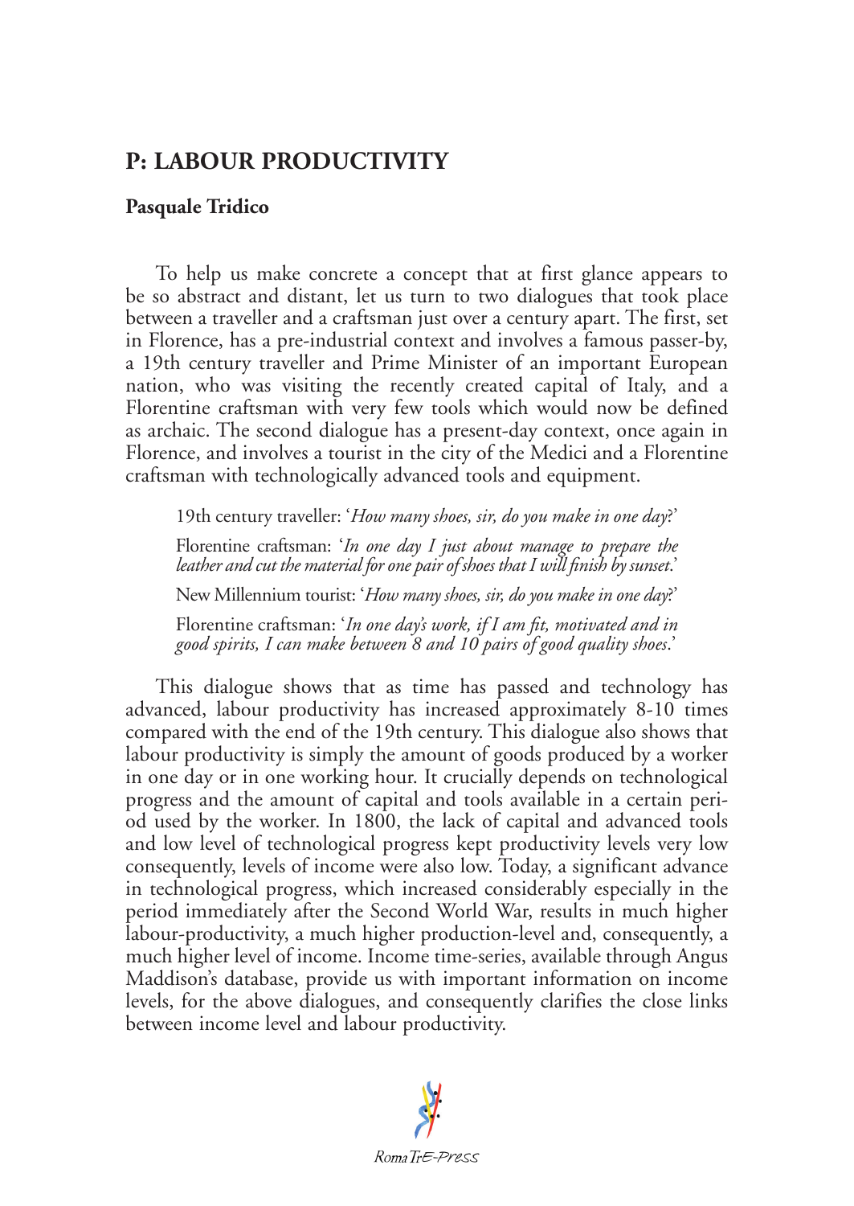## P: LABOUR PRODUCTIVITY

**Pasquale Tridico**

To help us make concrete a concept that at first glance appears to be so abstract and distant, let us turn to two dialogues that took place between a traveller and a craftsman just over a century apart. The first, set in Florence, has a pre-industrial context and involves a famous passer-by, a 19th century traveller and Prime Minister of an important European nation, who was visiting the recently created capital of Italy, and a Florentine craftsman with very few tools which would now be defined as archaic. The second dialogue has a present-day context, once again in Florence, and involves a tourist in the city of the Medici and a Florentine craftsman with technologically advanced tools and equipment.

> 19th century traveller: '*How many shoes, sir, do you make in one day*?'
>
> Florentine craftsman: '*In one day I just about manage to prepare the leather and cut the material for one pair of shoes that I will finish by sunset*.'
>
> New Millennium tourist: '*How many shoes, sir, do you make in one day*?'
>
> Florentine craftsman: '*In one day's work, if I am fit, motivated and in good spirits, I can make between 8 and 10 pairs of good quality shoes*.'

This dialogue shows that as time has passed and technology has advanced, labour productivity has increased approximately 8-10 times compared with the end of the 19th century. This dialogue also shows that labour productivity is simply the amount of goods produced by a worker in one day or in one working hour. It crucially depends on technological progress and the amount of capital and tools available in a certain period used by the worker. In 1800, the lack of capital and advanced tools and low level of technological progress kept productivity levels very low consequently, levels of income were also low. Today, a significant advance in technological progress, which increased considerably especially in the period immediately after the Second World War, results in much higher labour-productivity, a much higher production-level and, consequently, a much higher level of income. Income time-series, available through Angus Maddison's database, provide us with important information on income levels, for the above dialogues, and consequently clarifies the close links between income level and labour productivity.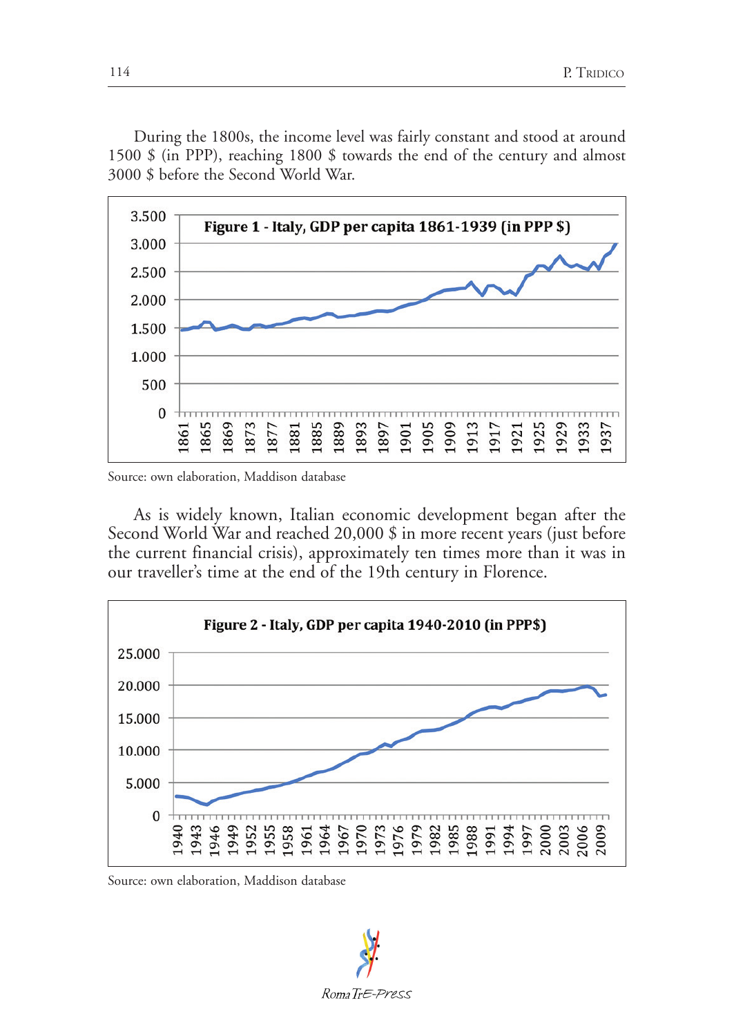During the 1800s, the income level was fairly constant and stood at around 1500 $ (in PPP), reaching 1800 $ towards the end of the century and almost 3000 $ before the Second World War.

**Figure 1 - Italy, GDP per capita 1861-1939 (in PPP $)**

Source: own elaboration, Maddison database

As is widely known, Italian economic development began after the Second World War and reached 20,000 $ in more recent years (just before the current financial crisis), approximately ten times more than it was in our traveller's time at the end of the 19th century in Florence.

**Figure 2 - Italy, GDP per capita 1940-2010 (in PPP$)**

Source: own elaboration, Maddison database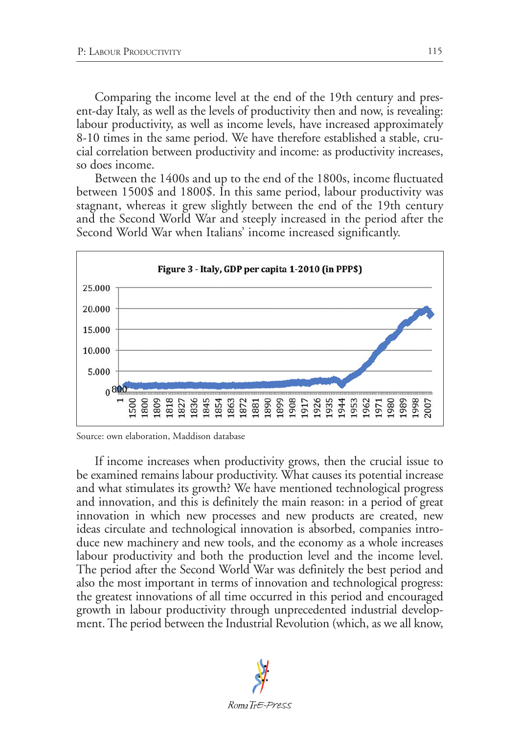Comparing the income level at the end of the 19th century and present-day Italy, as well as the levels of productivity then and now, is revealing: labour productivity, as well as income levels, have increased approximately 8-10 times in the same period. We have therefore established a stable, crucial correlation between productivity and income: as productivity increases, so does income.

Between the 1400s and up to the end of the 1800s, income fluctuated between 1500$ and 1800$. In this same period, labour productivity was stagnant, whereas it grew slightly between the end of the 19th century and the Second World War and steeply increased in the period after the Second World War when Italians' income increased significantly.

**Figure 3 - Italy, GDP per capita 1-2010 (in PPP$)**

Source: own elaboration, Maddison database

If income increases when productivity grows, then the crucial issue to be examined remains labour productivity. What causes its potential increase and what stimulates its growth? We have mentioned technological progress and innovation, and this is definitely the main reason: in a period of great innovation in which new processes and new products are created, new ideas circulate and technological innovation is absorbed, companies introduce new machinery and new tools, and the economy as a whole increases labour productivity and both the production level and the income level. The period after the Second World War was definitely the best period and also the most important in terms of innovation and technological progress: the greatest innovations of all time occurred in this period and encouraged growth in labour productivity through unprecedented industrial development. The period between the Industrial Revolution (which, as we all know,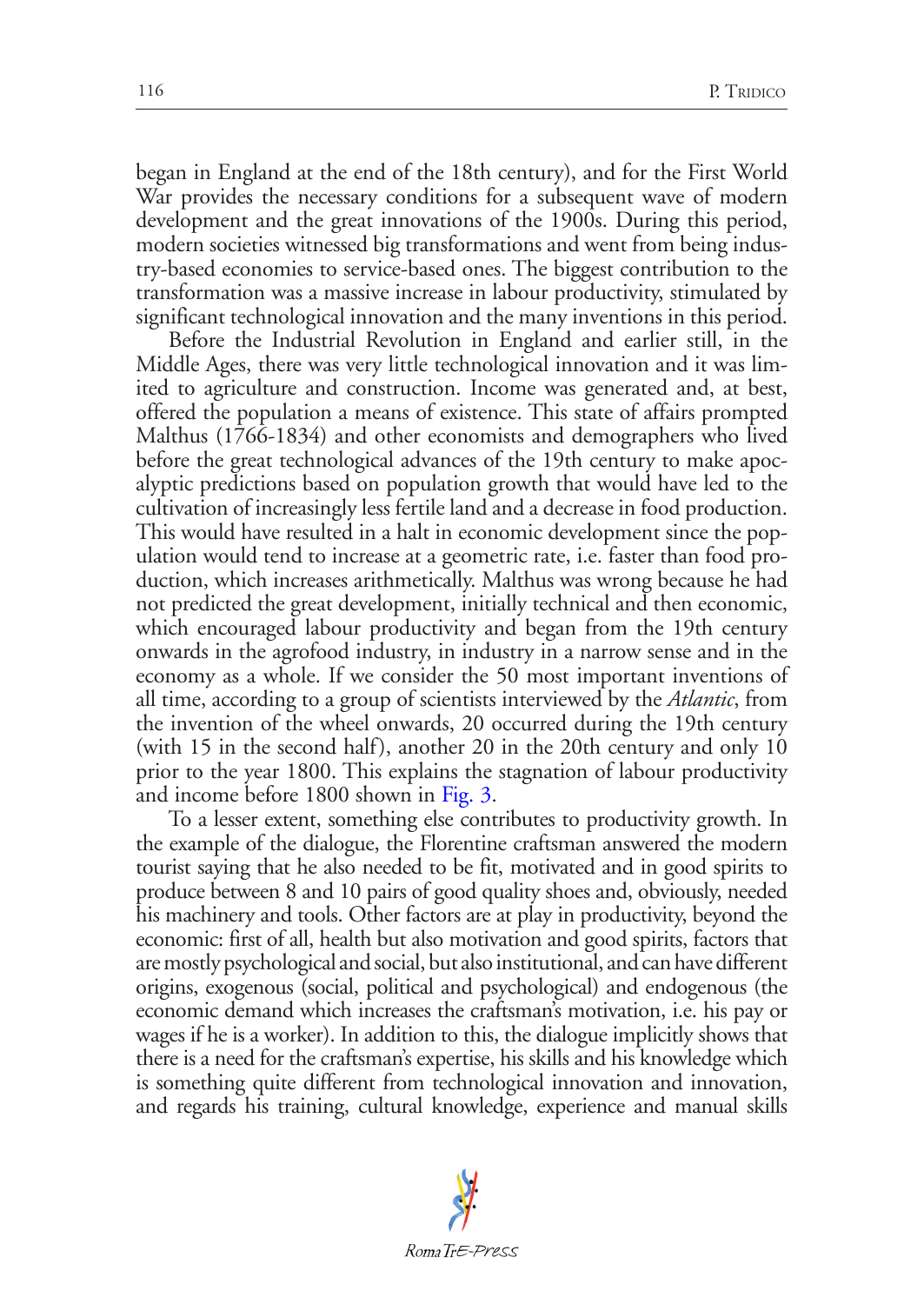began in England at the end of the 18th century), and for the First World War provides the necessary conditions for a subsequent wave of modern development and the great innovations of the 1900s. During this period, modern societies witnessed big transformations and went from being industry-based economies to service-based ones. The biggest contribution to the transformation was a massive increase in labour productivity, stimulated by significant technological innovation and the many inventions in this period.

Before the Industrial Revolution in England and earlier still, in the Middle Ages, there was very little technological innovation and it was limited to agriculture and construction. Income was generated and, at best, offered the population a means of existence. This state of affairs prompted Malthus (1766-1834) and other economists and demographers who lived before the great technological advances of the 19th century to make apocalyptic predictions based on population growth that would have led to the cultivation of increasingly less fertile land and a decrease in food production. This would have resulted in a halt in economic development since the population would tend to increase at a geometric rate, i.e. faster than food production, which increases arithmetically. Malthus was wrong because he had not predicted the great development, initially technical and then economic, which encouraged labour productivity and began from the 19th century onwards in the agrofood industry, in industry in a narrow sense and in the economy as a whole. If we consider the 50 most important inventions of all time, according to a group of scientists interviewed by the *Atlantic*, from the invention of the wheel onwards, 20 occurred during the 19th century (with 15 in the second half), another 20 in the 20th century and only 10 prior to the year 1800. This explains the stagnation of labour productivity and income before 1800 shown in Fig. 3.

To a lesser extent, something else contributes to productivity growth. In the example of the dialogue, the Florentine craftsman answered the modern tourist saying that he also needed to be fit, motivated and in good spirits to produce between 8 and 10 pairs of good quality shoes and, obviously, needed his machinery and tools. Other factors are at play in productivity, beyond the economic: first of all, health but also motivation and good spirits, factors that are mostly psychological and social, but also institutional, and can have different origins, exogenous (social, political and psychological) and endogenous (the economic demand which increases the craftsman's motivation, i.e. his pay or wages if he is a worker). In addition to this, the dialogue implicitly shows that there is a need for the craftsman's expertise, his skills and his knowledge which is something quite different from technological innovation and innovation, and regards his training, cultural knowledge, experience and manual skills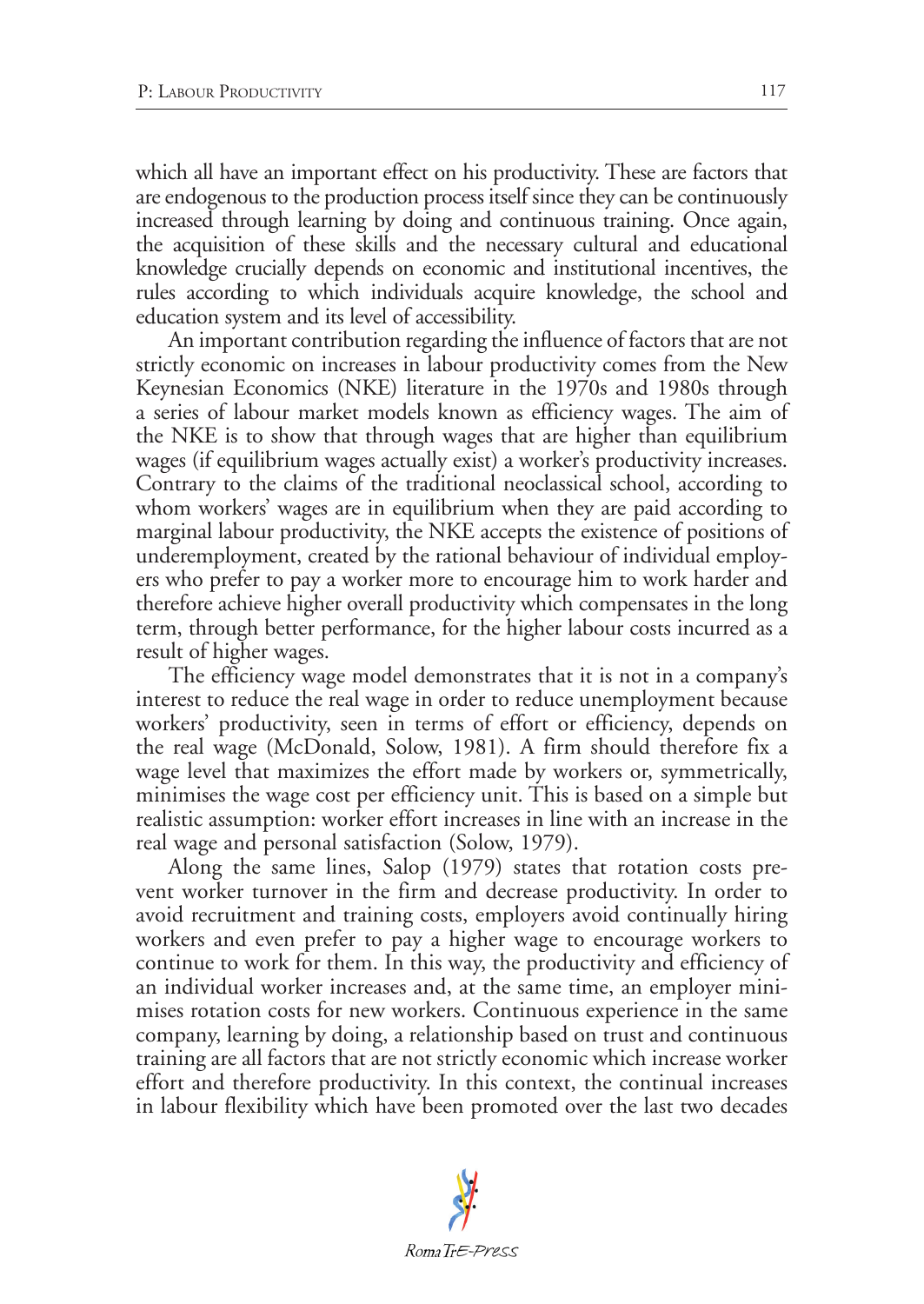which all have an important effect on his productivity. These are factors that are endogenous to the production process itself since they can be continuously increased through learning by doing and continuous training. Once again, the acquisition of these skills and the necessary cultural and educational knowledge crucially depends on economic and institutional incentives, the rules according to which individuals acquire knowledge, the school and education system and its level of accessibility.

An important contribution regarding the influence of factors that are not strictly economic on increases in labour productivity comes from the New Keynesian Economics (NKE) literature in the 1970s and 1980s through a series of labour market models known as efficiency wages. The aim of the NKE is to show that through wages that are higher than equilibrium wages (if equilibrium wages actually exist) a worker's productivity increases. Contrary to the claims of the traditional neoclassical school, according to whom workers' wages are in equilibrium when they are paid according to marginal labour productivity, the NKE accepts the existence of positions of underemployment, created by the rational behaviour of individual employers who prefer to pay a worker more to encourage him to work harder and therefore achieve higher overall productivity which compensates in the long term, through better performance, for the higher labour costs incurred as a result of higher wages.

The efficiency wage model demonstrates that it is not in a company's interest to reduce the real wage in order to reduce unemployment because workers' productivity, seen in terms of effort or efficiency, depends on the real wage (McDonald, Solow, 1981). A firm should therefore fix a wage level that maximizes the effort made by workers or, symmetrically, minimises the wage cost per efficiency unit. This is based on a simple but realistic assumption: worker effort increases in line with an increase in the real wage and personal satisfaction (Solow, 1979).

Along the same lines, Salop (1979) states that rotation costs prevent worker turnover in the firm and decrease productivity. In order to avoid recruitment and training costs, employers avoid continually hiring workers and even prefer to pay a higher wage to encourage workers to continue to work for them. In this way, the productivity and efficiency of an individual worker increases and, at the same time, an employer minimises rotation costs for new workers. Continuous experience in the same company, learning by doing, a relationship based on trust and continuous training are all factors that are not strictly economic which increase worker effort and therefore productivity. In this context, the continual increases in labour flexibility which have been promoted over the last two decades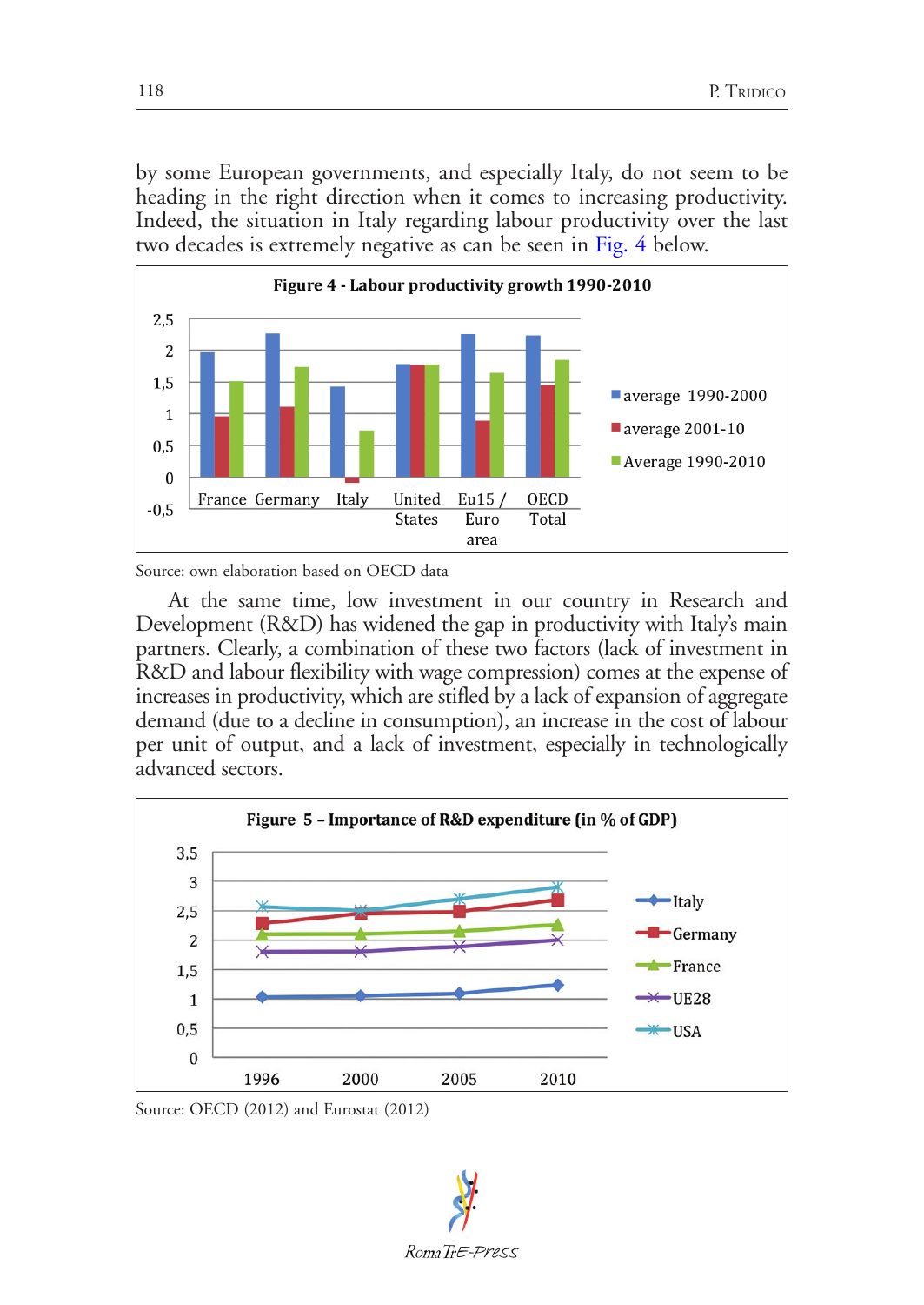by some European governments, and especially Italy, do not seem to be heading in the right direction when it comes to increasing productivity. Indeed, the situation in Italy regarding labour productivity over the last two decades is extremely negative as can be seen in Fig. 4 below.

**Figure 4 - Labour productivity growth 1990-2010**

Source: own elaboration based on OECD data

At the same time, low investment in our country in Research and Development (R&D) has widened the gap in productivity with Italy's main partners. Clearly, a combination of these two factors (lack of investment in R&D and labour flexibility with wage compression) comes at the expense of increases in productivity, which are stifled by a lack of expansion of aggregate demand (due to a decline in consumption), an increase in the cost of labour per unit of output, and a lack of investment, especially in technologically advanced sectors.

**Figure 5 – Importance of R&D expenditure (in % of GDP)**

Source: OECD (2012) and Eurostat (2012)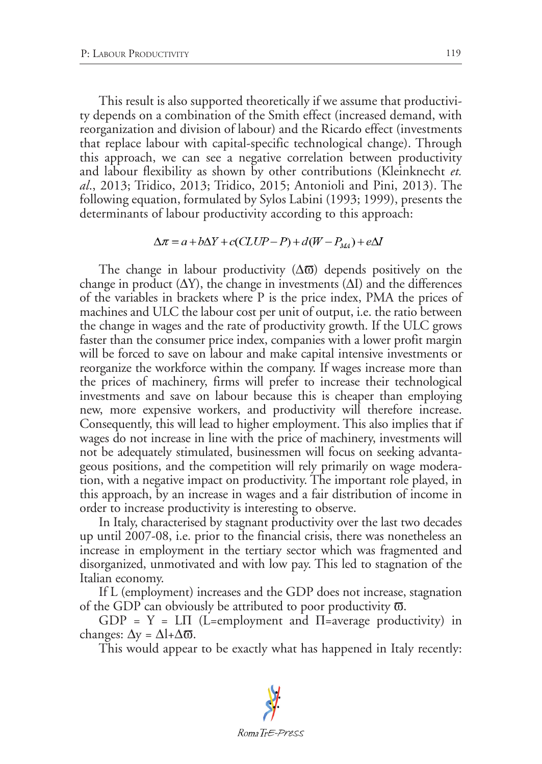This result is also supported theoretically if we assume that productivity depends on a combination of the Smith effect (increased demand, with reorganization and division of labour) and the Ricardo effect (investments that replace labour with capital-specific technological change). Through this approach, we can see a negative correlation between productivity and labour flexibility as shown by other contributions (Kleinknecht *et. al*., 2013; Tridico, 2013; Tridico, 2015; Antonioli and Pini, 2013). The following equation, formulated by Sylos Labini (1993; 1999), presents the determinants of labour productivity according to this approach:

$$\Delta\pi = a + b\Delta Y + c(CLUP - P) + d(W - P_{MA}) + e\Delta I$$

The change in labour productivity ($\Delta\varpi$) depends positively on the change in product ($\Delta$Y), the change in investments ($\Delta$I) and the differences of the variables in brackets where P is the price index, PMA the prices of machines and ULC the labour cost per unit of output, i.e. the ratio between the change in wages and the rate of productivity growth. If the ULC grows faster than the consumer price index, companies with a lower profit margin will be forced to save on labour and make capital intensive investments or reorganize the workforce within the company. If wages increase more than the prices of machinery, firms will prefer to increase their technological investments and save on labour because this is cheaper than employing new, more expensive workers, and productivity will therefore increase. Consequently, this will lead to higher employment. This also implies that if wages do not increase in line with the price of machinery, investments will not be adequately stimulated, businessmen will focus on seeking advantageous positions, and the competition will rely primarily on wage moderation, with a negative impact on productivity. The important role played, in this approach, by an increase in wages and a fair distribution of income in order to increase productivity is interesting to observe.

In Italy, characterised by stagnant productivity over the last two decades up until 2007-08, i.e. prior to the financial crisis, there was nonetheless an increase in employment in the tertiary sector which was fragmented and disorganized, unmotivated and with low pay. This led to stagnation of the Italian economy.

If L (employment) increases and the GDP does not increase, stagnation of the GDP can obviously be attributed to poor productivity $\varpi$.

GDP = Y = L$\Pi$ (L=employment and $\Pi$=average productivity) in changes: $\Delta y = \Delta l + \Delta\varpi$.

This would appear to be exactly what has happened in Italy recently: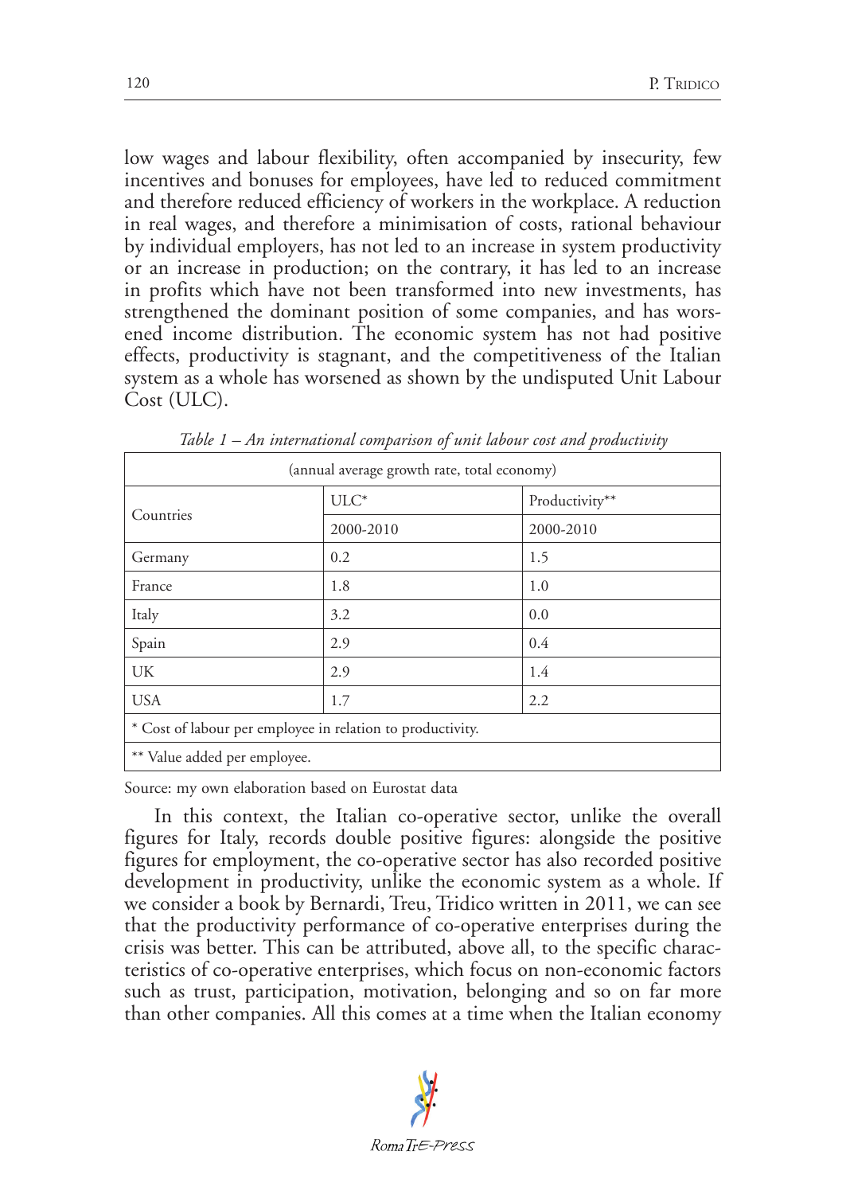low wages and labour flexibility, often accompanied by insecurity, few incentives and bonuses for employees, have led to reduced commitment and therefore reduced efficiency of workers in the workplace. A reduction in real wages, and therefore a minimisation of costs, rational behaviour by individual employers, has not led to an increase in system productivity or an increase in production; on the contrary, it has led to an increase in profits which have not been transformed into new investments, has strengthened the dominant position of some companies, and has worsened income distribution. The economic system has not had positive effects, productivity is stagnant, and the competitiveness of the Italian system as a whole has worsened as shown by the undisputed Unit Labour Cost (ULC).

*Table 1 – An international comparison of unit labour cost and productivity*

| (annual average growth rate, total economy) | | |
|---|---|---|
| Countries | ULC* | Productivity** |
| | 2000-2010 | 2000-2010 |
| Germany | 0.2 | 1.5 |
| France | 1.8 | 1.0 |
| Italy | 3.2 | 0.0 |
| Spain | 2.9 | 0.4 |
| UK | 2.9 | 1.4 |
| USA | 1.7 | 2.2 |
| * Cost of labour per employee in relation to productivity. | | |
| ** Value added per employee. | | |

Source: my own elaboration based on Eurostat data

In this context, the Italian co-operative sector, unlike the overall figures for Italy, records double positive figures: alongside the positive figures for employment, the co-operative sector has also recorded positive development in productivity, unlike the economic system as a whole. If we consider a book by Bernardi, Treu, Tridico written in 2011, we can see that the productivity performance of co-operative enterprises during the crisis was better. This can be attributed, above all, to the specific characteristics of co-operative enterprises, which focus on non-economic factors such as trust, participation, motivation, belonging and so on far more than other companies. All this comes at a time when the Italian economy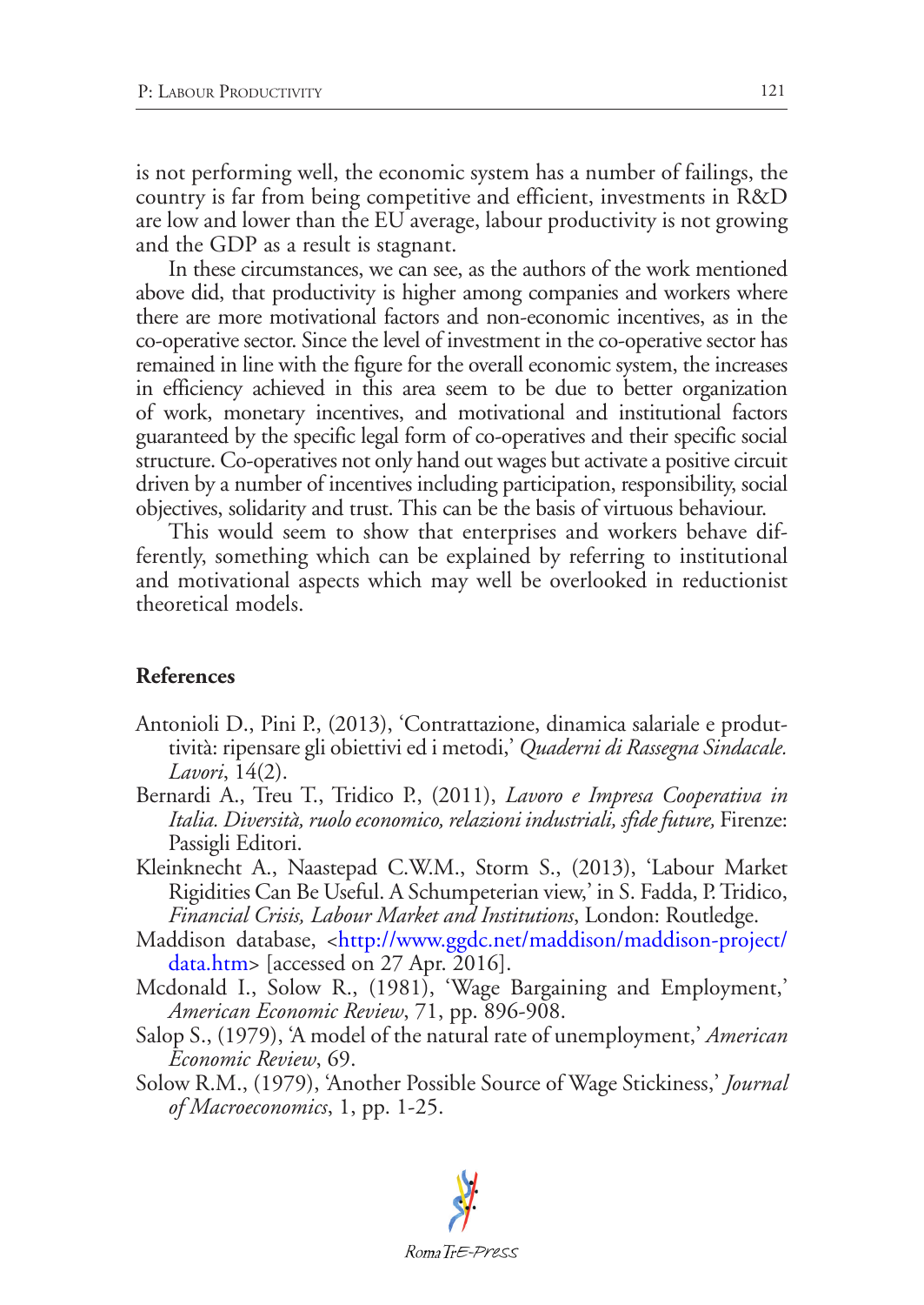is not performing well, the economic system has a number of failings, the country is far from being competitive and efficient, investments in R&D are low and lower than the EU average, labour productivity is not growing and the GDP as a result is stagnant.

In these circumstances, we can see, as the authors of the work mentioned above did, that productivity is higher among companies and workers where there are more motivational factors and non-economic incentives, as in the co-operative sector. Since the level of investment in the co-operative sector has remained in line with the figure for the overall economic system, the increases in efficiency achieved in this area seem to be due to better organization of work, monetary incentives, and motivational and institutional factors guaranteed by the specific legal form of co-operatives and their specific social structure. Co-operatives not only hand out wages but activate a positive circuit driven by a number of incentives including participation, responsibility, social objectives, solidarity and trust. This can be the basis of virtuous behaviour.

This would seem to show that enterprises and workers behave differently, something which can be explained by referring to institutional and motivational aspects which may well be overlooked in reductionist theoretical models.

## References

- Antonioli D., Pini P., (2013), 'Contrattazione, dinamica salariale e produttività: ripensare gli obiettivi ed i metodi,' *Quaderni di Rassegna Sindacale. Lavori*, 14(2).
- Bernardi A., Treu T., Tridico P., (2011), *Lavoro e Impresa Cooperativa in Italia. Diversità, ruolo economico, relazioni industriali, sfide future,* Firenze: Passigli Editori.
- Kleinknecht A., Naastepad C.W.M., Storm S., (2013), 'Labour Market Rigidities Can Be Useful. A Schumpeterian view,' in S. Fadda, P. Tridico, *Financial Crisis, Labour Market and Institutions*, London: Routledge.
- Maddison database, <http://www.ggdc.net/maddison/maddison-project/data.htm> [accessed on 27 Apr. 2016].
- Mcdonald I., Solow R., (1981), 'Wage Bargaining and Employment,' *American Economic Review*, 71, pp. 896-908.
- Salop S., (1979), 'A model of the natural rate of unemployment,' *American Economic Review*, 69.
- Solow R.M., (1979), 'Another Possible Source of Wage Stickiness,' *Journal of Macroeconomics*, 1, pp. 1-25.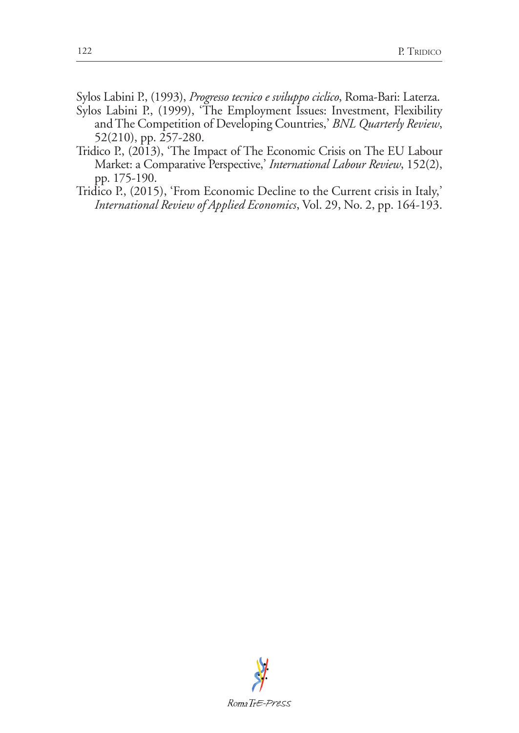Sylos Labini P., (1993), *Progresso tecnico e sviluppo ciclico*, Roma-Bari: Laterza.

Sylos Labini P., (1999), 'The Employment Issues: Investment, Flexibility and The Competition of Developing Countries,' *BNL Quarterly Review*, 52(210), pp. 257-280.

Tridico P., (2013), 'The Impact of The Economic Crisis on The EU Labour Market: a Comparative Perspective,' *International Labour Review*, 152(2), pp. 175-190.

Tridico P., (2015), 'From Economic Decline to the Current crisis in Italy,' *International Review of Applied Economics*, Vol. 29, No. 2, pp. 164-193.